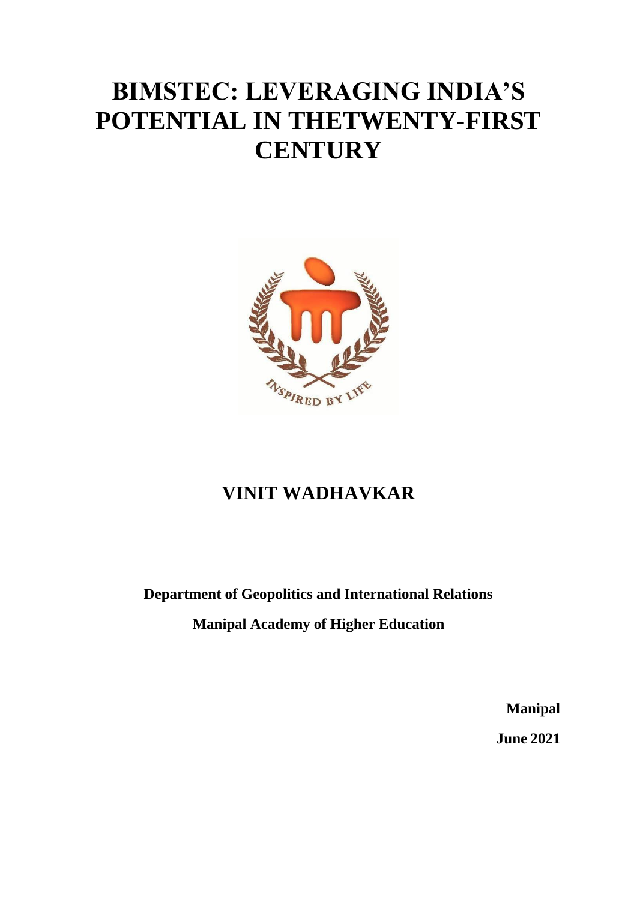# BIMSTEC: LEVERAGING INDIA'S POTENTIAL IN THETWENTY-FIRST CENTURY

## VINIT WADHAVKAR

**Department of Geopolitics and International Relations**

**Manipal Academy of Higher Education**

**Manipal**

**June 2021**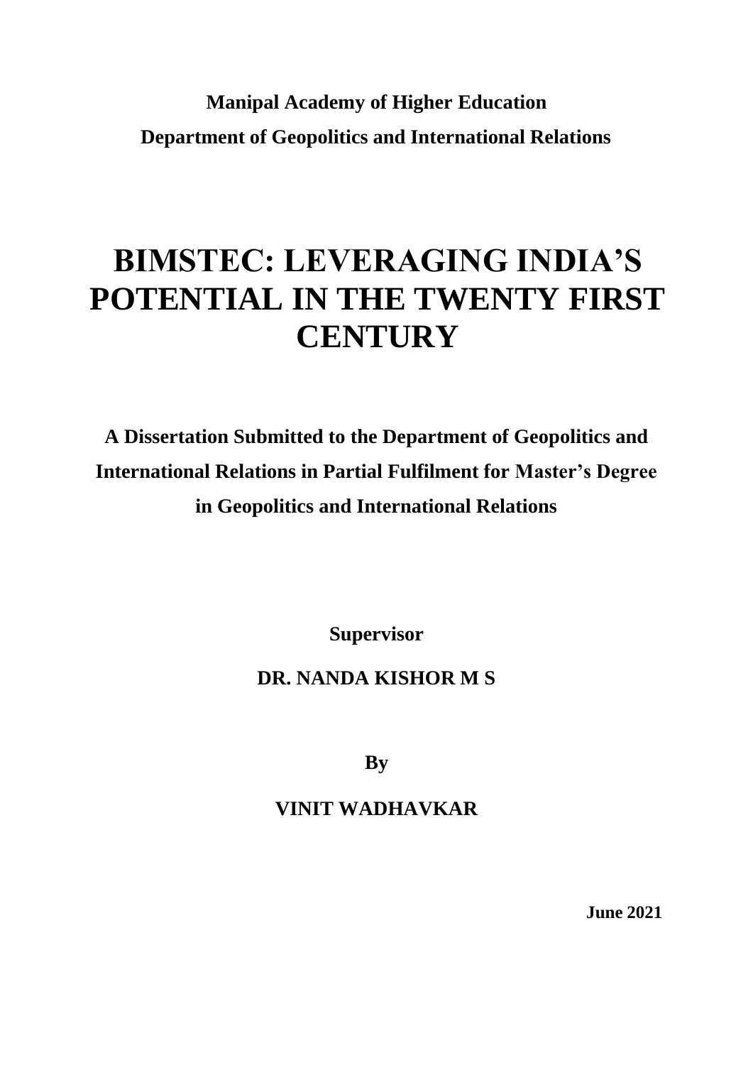**Manipal Academy of Higher Education**

**Department of Geopolitics and International Relations**

# BIMSTEC: LEVERAGING INDIA'S POTENTIAL IN THE TWENTY FIRST CENTURY

**A Dissertation Submitted to the Department of Geopolitics and International Relations in Partial Fulfilment for Master's Degree in Geopolitics and International Relations**

**Supervisor**

**DR. NANDA KISHOR M S**

**By**

**VINIT WADHAVKAR**

**June 2021**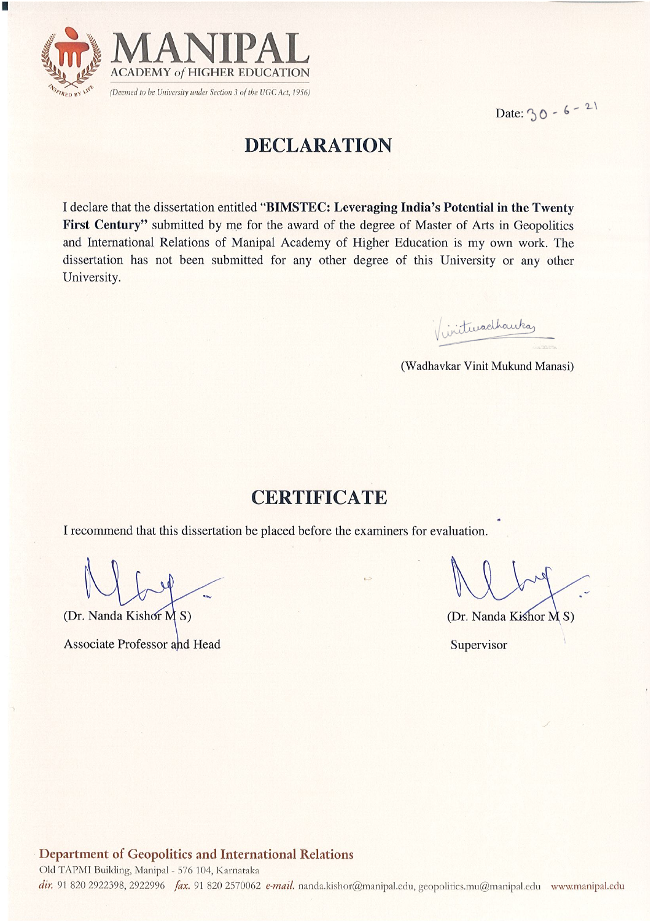**MANIPAL**
ACADEMY *of* HIGHER EDUCATION
*(Deemed to be University under Section 3 of the UGC Act, 1956)*

Date: 30 - 6 - 21

# DECLARATION

I declare that the dissertation entitled **"BIMSTEC: Leveraging India's Potential in the Twenty First Century"** submitted by me for the award of the degree of Master of Arts in Geopolitics and International Relations of Manipal Academy of Higher Education is my own work. The dissertation has not been submitted for any other degree of this University or any other University.

(Wadhavkar Vinit Mukund Manasi)

# CERTIFICATE

I recommend that this dissertation be placed before the examiners for evaluation.

(Dr. Nanda Kishor M S)
Associate Professor and Head

(Dr. Nanda Kishor M S)
Supervisor

**Department of Geopolitics and International Relations**
Old TAPMI Building, Manipal - 576 104, Karnataka
*dir.* 91 820 2922398, 2922996 *fax.* 91 820 2570062 *e-mail.* nanda.kishor@manipal.edu, geopolitics.mu@manipal.edu www.manipal.edu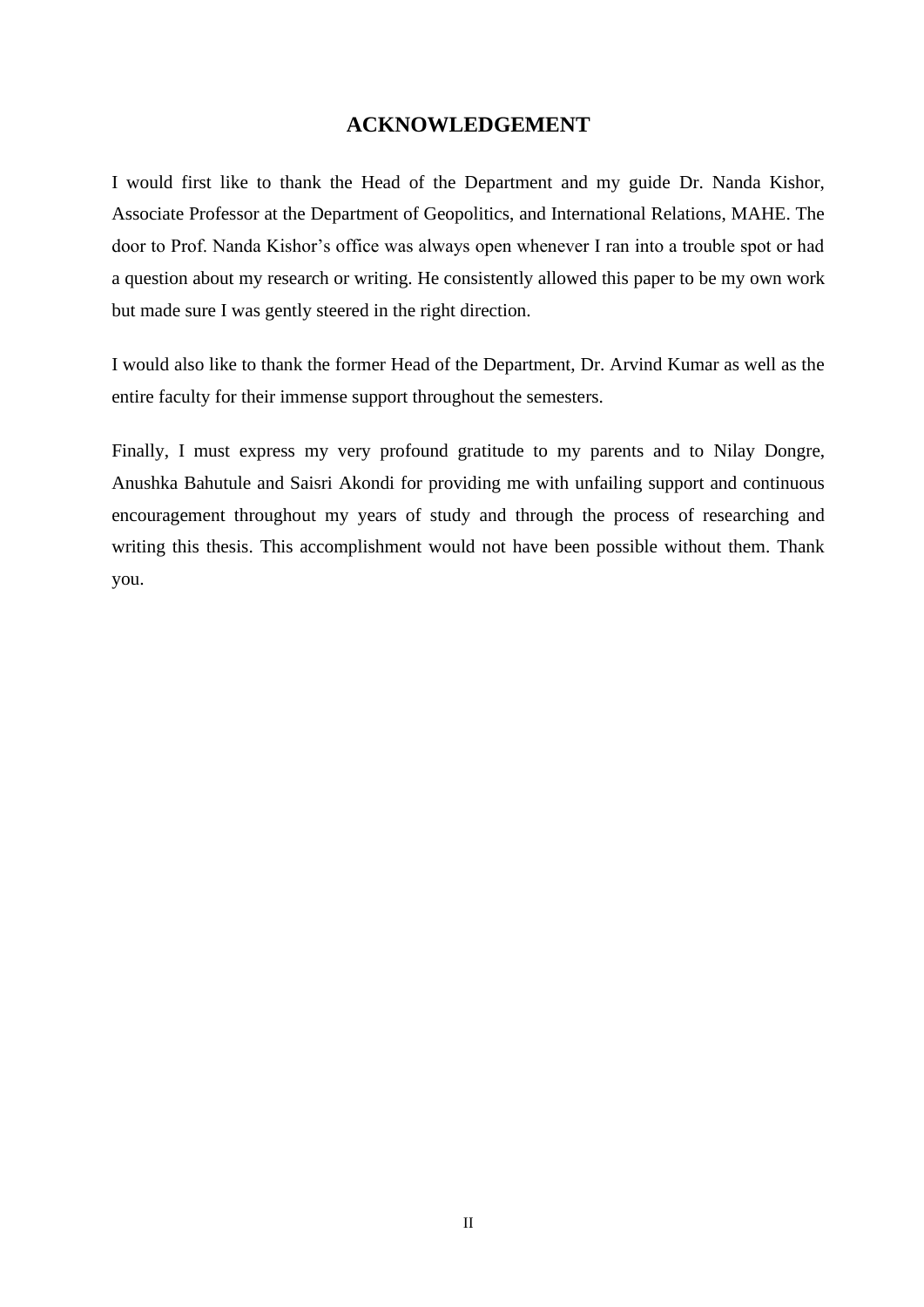# ACKNOWLEDGEMENT

I would first like to thank the Head of the Department and my guide Dr. Nanda Kishor, Associate Professor at the Department of Geopolitics, and International Relations, MAHE. The door to Prof. Nanda Kishor's office was always open whenever I ran into a trouble spot or had a question about my research or writing. He consistently allowed this paper to be my own work but made sure I was gently steered in the right direction.

I would also like to thank the former Head of the Department, Dr. Arvind Kumar as well as the entire faculty for their immense support throughout the semesters.

Finally, I must express my very profound gratitude to my parents and to Nilay Dongre, Anushka Bahutule and Saisri Akondi for providing me with unfailing support and continuous encouragement throughout my years of study and through the process of researching and writing this thesis. This accomplishment would not have been possible without them. Thank you.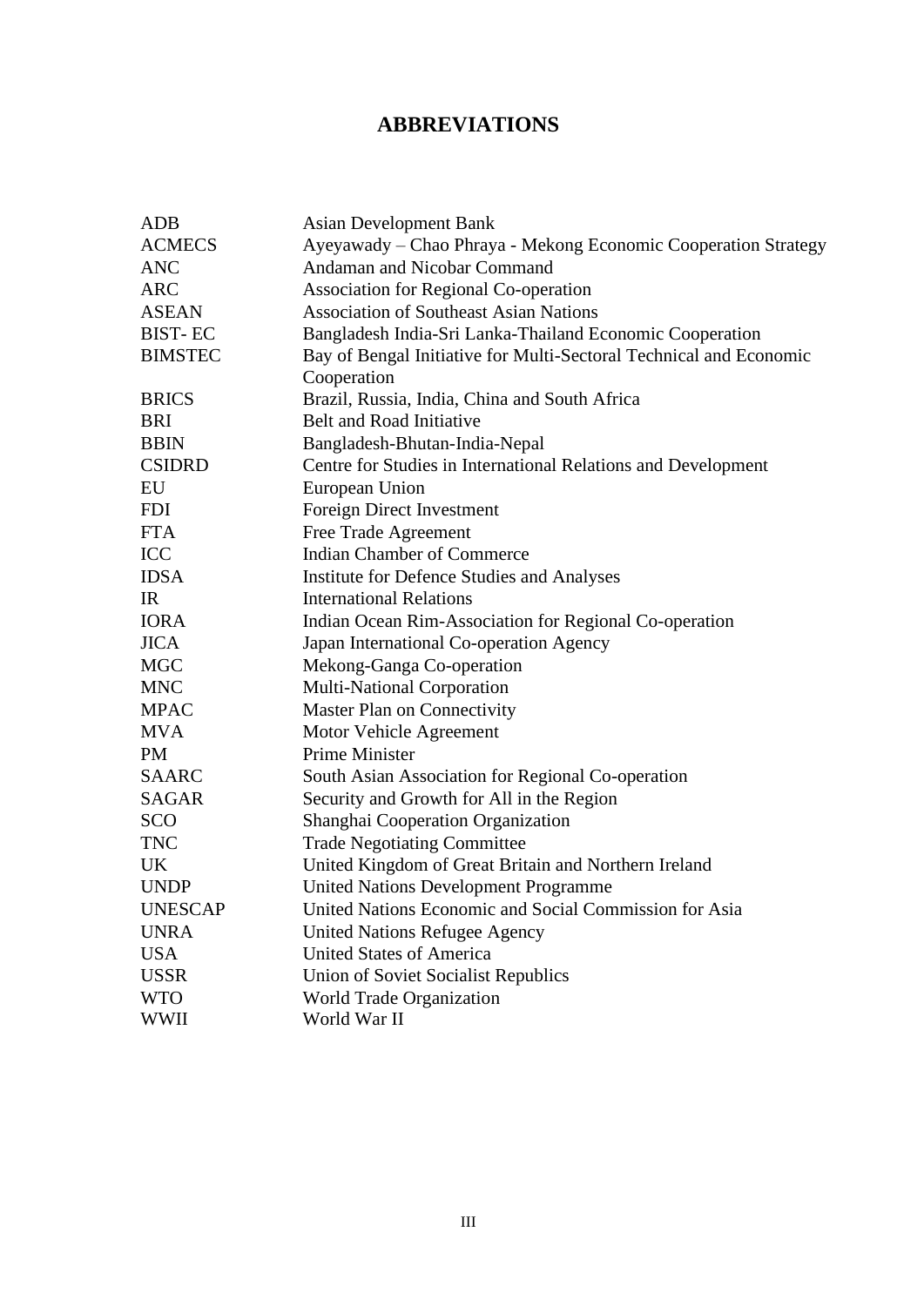# ABBREVIATIONS

| | |
|---|---|
| ADB | Asian Development Bank |
| ACMECS | Ayeyawady – Chao Phraya - Mekong Economic Cooperation Strategy |
| ANC | Andaman and Nicobar Command |
| ARC | Association for Regional Co-operation |
| ASEAN | Association of Southeast Asian Nations |
| BIST- EC | Bangladesh India-Sri Lanka-Thailand Economic Cooperation |
| BIMSTEC | Bay of Bengal Initiative for Multi-Sectoral Technical and Economic Cooperation |
| BRICS | Brazil, Russia, India, China and South Africa |
| BRI | Belt and Road Initiative |
| BBIN | Bangladesh-Bhutan-India-Nepal |
| CSIDRD | Centre for Studies in International Relations and Development |
| EU | European Union |
| FDI | Foreign Direct Investment |
| FTA | Free Trade Agreement |
| ICC | Indian Chamber of Commerce |
| IDSA | Institute for Defence Studies and Analyses |
| IR | International Relations |
| IORA | Indian Ocean Rim-Association for Regional Co-operation |
| JICA | Japan International Co-operation Agency |
| MGC | Mekong-Ganga Co-operation |
| MNC | Multi-National Corporation |
| MPAC | Master Plan on Connectivity |
| MVA | Motor Vehicle Agreement |
| PM | Prime Minister |
| SAARC | South Asian Association for Regional Co-operation |
| SAGAR | Security and Growth for All in the Region |
| SCO | Shanghai Cooperation Organization |
| TNC | Trade Negotiating Committee |
| UK | United Kingdom of Great Britain and Northern Ireland |
| UNDP | United Nations Development Programme |
| UNESCAP | United Nations Economic and Social Commission for Asia |
| UNRA | United Nations Refugee Agency |
| USA | United States of America |
| USSR | Union of Soviet Socialist Republics |
| WTO | World Trade Organization |
| WWII | World War II |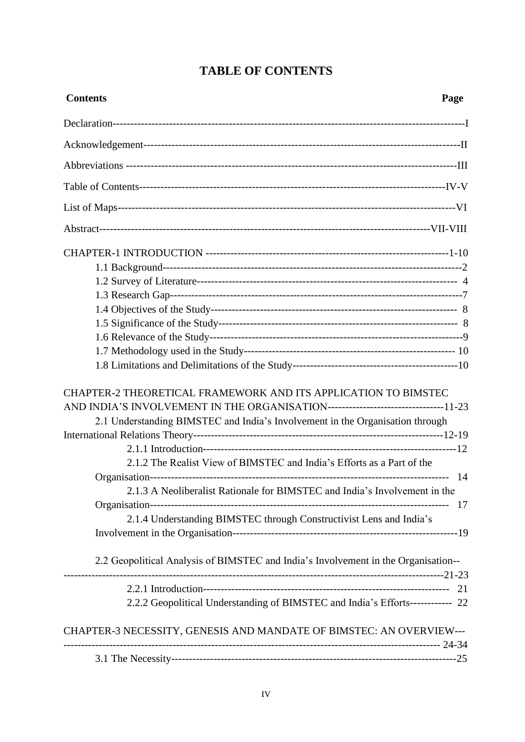# TABLE OF CONTENTS

| Contents | Page |
|---|---|
| Declaration | I |
| Acknowledgement | II |
| Abbreviations | III |
| Table of Contents | IV-V |
| List of Maps | VI |
| Abstract | VII-VIII |
| CHAPTER-1 INTRODUCTION | 1-10 |
| 1.1 Background | 2 |
| 1.2 Survey of Literature | 4 |
| 1.3 Research Gap | 7 |
| 1.4 Objectives of the Study | 8 |
| 1.5 Significance of the Study | 8 |
| 1.6 Relevance of the Study | 9 |
| 1.7 Methodology used in the Study | 10 |
| 1.8 Limitations and Delimitations of the Study | 10 |
| CHAPTER-2 THEORETICAL FRAMEWORK AND ITS APPLICATION TO BIMSTEC AND INDIA'S INVOLVEMENT IN THE ORGANISATION | 11-23 |
| 2.1 Understanding BIMSTEC and India's Involvement in the Organisation through International Relations Theory | 12-19 |
| 2.1.1 Introduction | 12 |
| 2.1.2 The Realist View of BIMSTEC and India's Efforts as a Part of the Organisation | 14 |
| 2.1.3 A Neoliberalist Rationale for BIMSTEC and India's Involvement in the Organisation | 17 |
| 2.1.4 Understanding BIMSTEC through Constructivist Lens and India's Involvement in the Organisation | 19 |
| 2.2 Geopolitical Analysis of BIMSTEC and India's Involvement in the Organisation | 21-23 |
| 2.2.1 Introduction | 21 |
| 2.2.2 Geopolitical Understanding of BIMSTEC and India's Efforts | 22 |
| CHAPTER-3 NECESSITY, GENESIS AND MANDATE OF BIMSTEC: AN OVERVIEW | 24-34 |
| 3.1 The Necessity | 25 |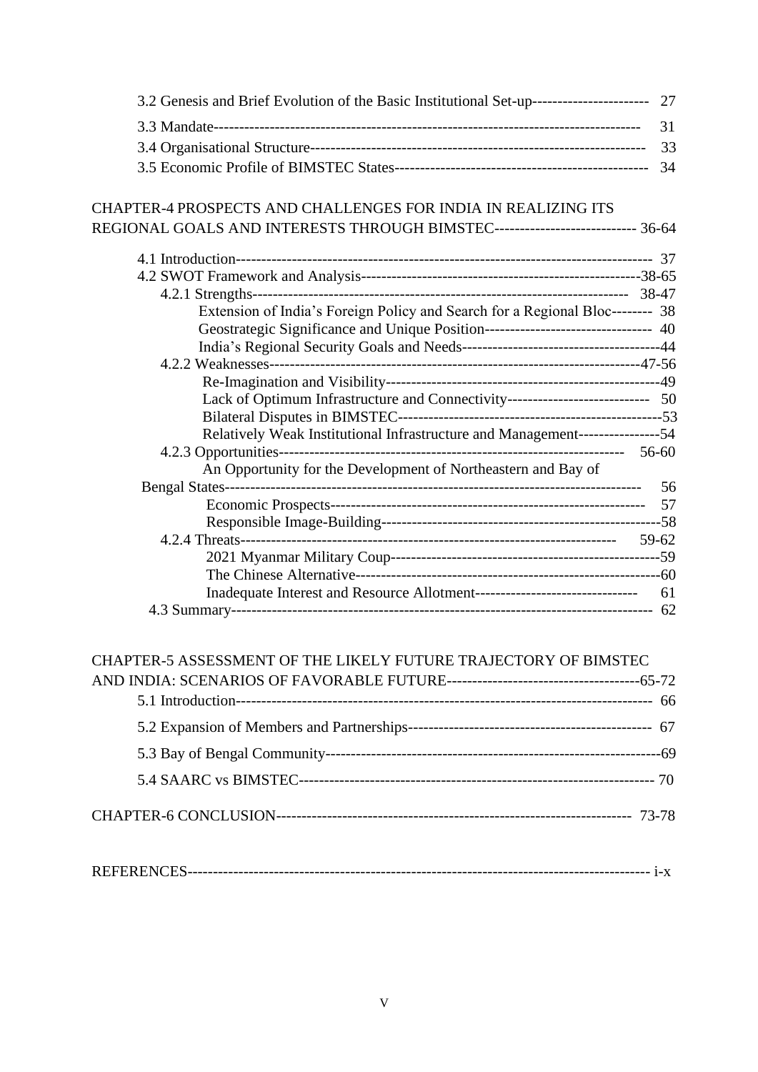3.2 Genesis and Brief Evolution of the Basic Institutional Set-up----------------------- 27

3.3 Mandate---------------------------------------------------------------------------------- 31

3.4 Organisational Structure------------------------------------------------------------------ 33

3.5 Economic Profile of BIMSTEC States-------------------------------------------------- 34

CHAPTER-4 PROSPECTS AND CHALLENGES FOR INDIA IN REALIZING ITS REGIONAL GOALS AND INTERESTS THROUGH BIMSTEC---------------------------- 36-64

4.1 Introduction---------------------------------------------------------------------------------- 37

4.2 SWOT Framework and Analysis-------------------------------------------------------38-65

4.2.1 Strengths------------------------------------------------------------------------ 38-47

Extension of India's Foreign Policy and Search for a Regional Bloc-------- 38

Geostrategic Significance and Unique Position--------------------------------- 40

India's Regional Security Goals and Needs---------------------------------------44

4.2.2 Weaknesses--------------------------------------------------------------------------47-56

Re-Imagination and Visibility------------------------------------------------------49

Lack of Optimum Infrastructure and Connectivity---------------------------- 50

Bilateral Disputes in BIMSTEC----------------------------------------------------53

Relatively Weak Institutional Infrastructure and Management----------------54

4.2.3 Opportunities------------------------------------------------------------------- 56-60

An Opportunity for the Development of Northeastern and Bay of Bengal States------------------------------------------------------------------------------- 56

Economic Prospects---------------------------------------------------------------- 57

Responsible Image-Building--------------------------------------------------------58

4.2.4 Threats----------------------------------------------------------------------------- 59-62

2021 Myanmar Military Coup------------------------------------------------------59

The Chinese Alternative-------------------------------------------------------------60

Inadequate Interest and Resource Allotment-------------------------------- 61

4.3 Summary--------------------------------------------------------------------------------- 62

CHAPTER-5 ASSESSMENT OF THE LIKELY FUTURE TRAJECTORY OF BIMSTEC AND INDIA: SCENARIOS OF FAVORABLE FUTURE--------------------------------------65-72

5.1 Introduction------------------------------------------------------------------------------------ 66

5.2 Expansion of Members and Partnerships------------------------------------------------ 67

5.3 Bay of Bengal Community-------------------------------------------------------------------69

5.4 SAARC vs BIMSTEC---------------------------------------------------------------------- 70

CHAPTER-6 CONCLUSION-------------------------------------------------------------------- 73-78

REFERENCES-------------------------------------------------------------------------------------- i-x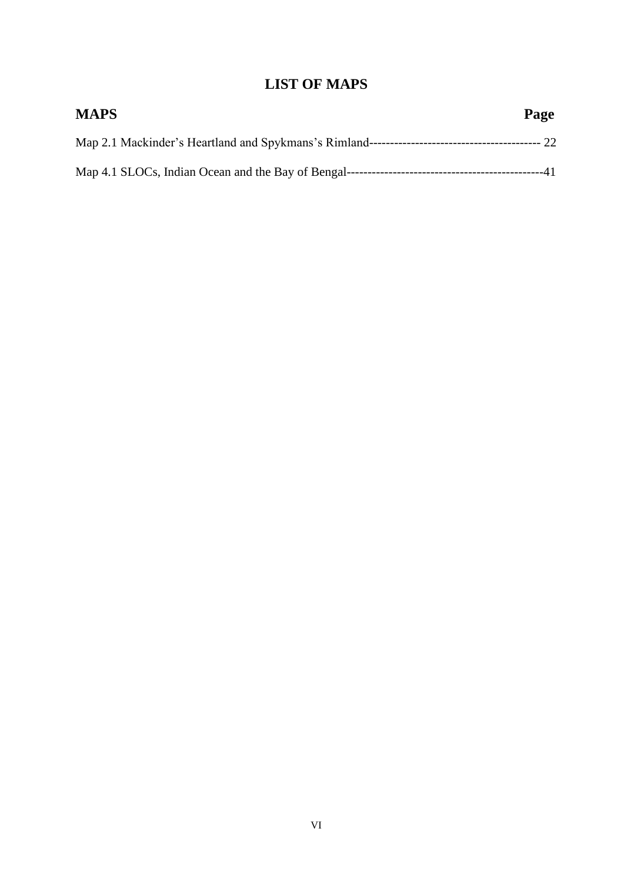# LIST OF MAPS

| MAPS | Page |
| --- | --- |
| Map 2.1 Mackinder's Heartland and Spykmans's Rimland | 22 |
| Map 4.1 SLOCs, Indian Ocean and the Bay of Bengal | 41 |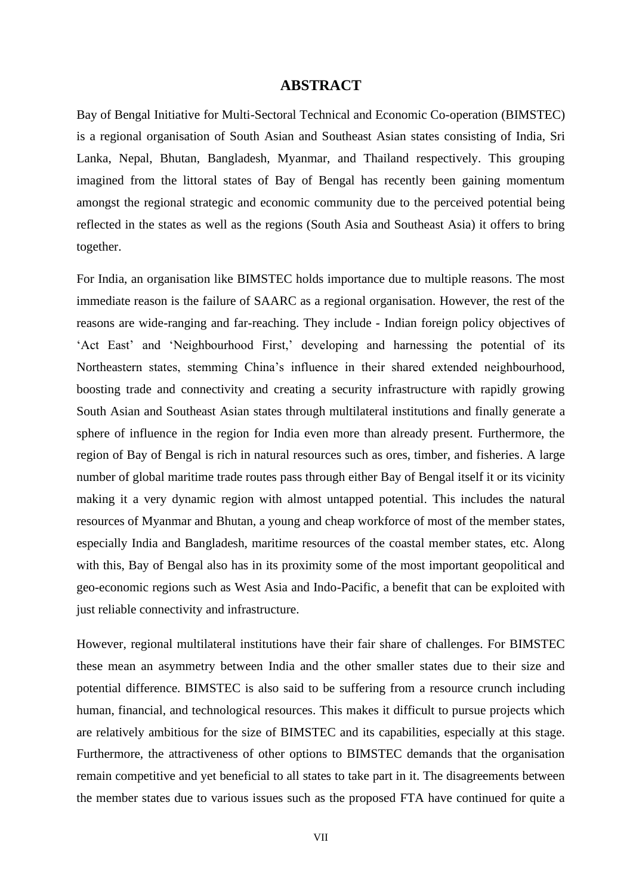# ABSTRACT

Bay of Bengal Initiative for Multi-Sectoral Technical and Economic Co-operation (BIMSTEC) is a regional organisation of South Asian and Southeast Asian states consisting of India, Sri Lanka, Nepal, Bhutan, Bangladesh, Myanmar, and Thailand respectively. This grouping imagined from the littoral states of Bay of Bengal has recently been gaining momentum amongst the regional strategic and economic community due to the perceived potential being reflected in the states as well as the regions (South Asia and Southeast Asia) it offers to bring together.

For India, an organisation like BIMSTEC holds importance due to multiple reasons. The most immediate reason is the failure of SAARC as a regional organisation. However, the rest of the reasons are wide-ranging and far-reaching. They include - Indian foreign policy objectives of 'Act East' and 'Neighbourhood First,' developing and harnessing the potential of its Northeastern states, stemming China's influence in their shared extended neighbourhood, boosting trade and connectivity and creating a security infrastructure with rapidly growing South Asian and Southeast Asian states through multilateral institutions and finally generate a sphere of influence in the region for India even more than already present. Furthermore, the region of Bay of Bengal is rich in natural resources such as ores, timber, and fisheries. A large number of global maritime trade routes pass through either Bay of Bengal itself it or its vicinity making it a very dynamic region with almost untapped potential. This includes the natural resources of Myanmar and Bhutan, a young and cheap workforce of most of the member states, especially India and Bangladesh, maritime resources of the coastal member states, etc. Along with this, Bay of Bengal also has in its proximity some of the most important geopolitical and geo-economic regions such as West Asia and Indo-Pacific, a benefit that can be exploited with just reliable connectivity and infrastructure.

However, regional multilateral institutions have their fair share of challenges. For BIMSTEC these mean an asymmetry between India and the other smaller states due to their size and potential difference. BIMSTEC is also said to be suffering from a resource crunch including human, financial, and technological resources. This makes it difficult to pursue projects which are relatively ambitious for the size of BIMSTEC and its capabilities, especially at this stage. Furthermore, the attractiveness of other options to BIMSTEC demands that the organisation remain competitive and yet beneficial to all states to take part in it. The disagreements between the member states due to various issues such as the proposed FTA have continued for quite a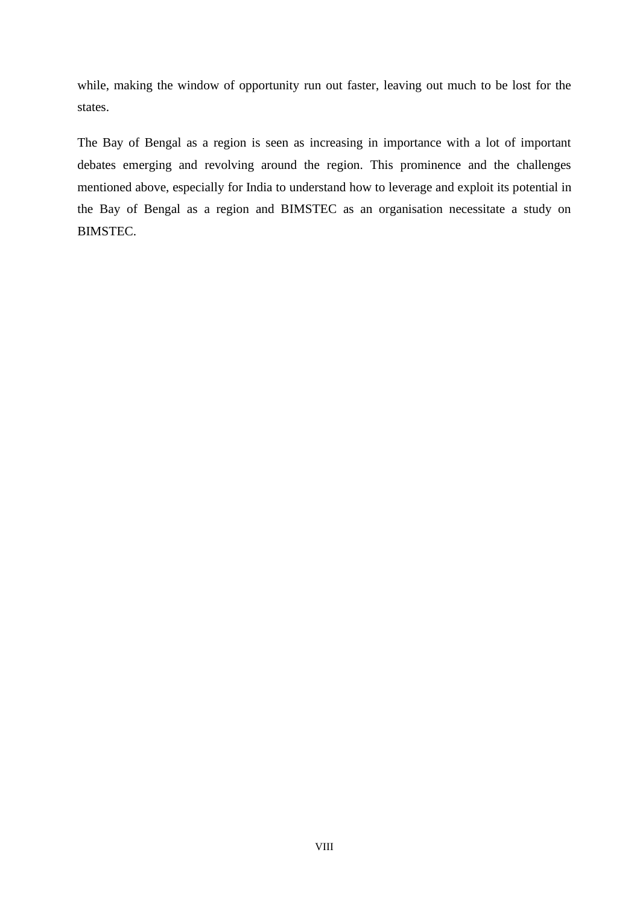while, making the window of opportunity run out faster, leaving out much to be lost for the states.

The Bay of Bengal as a region is seen as increasing in importance with a lot of important debates emerging and revolving around the region. This prominence and the challenges mentioned above, especially for India to understand how to leverage and exploit its potential in the Bay of Bengal as a region and BIMSTEC as an organisation necessitate a study on BIMSTEC.